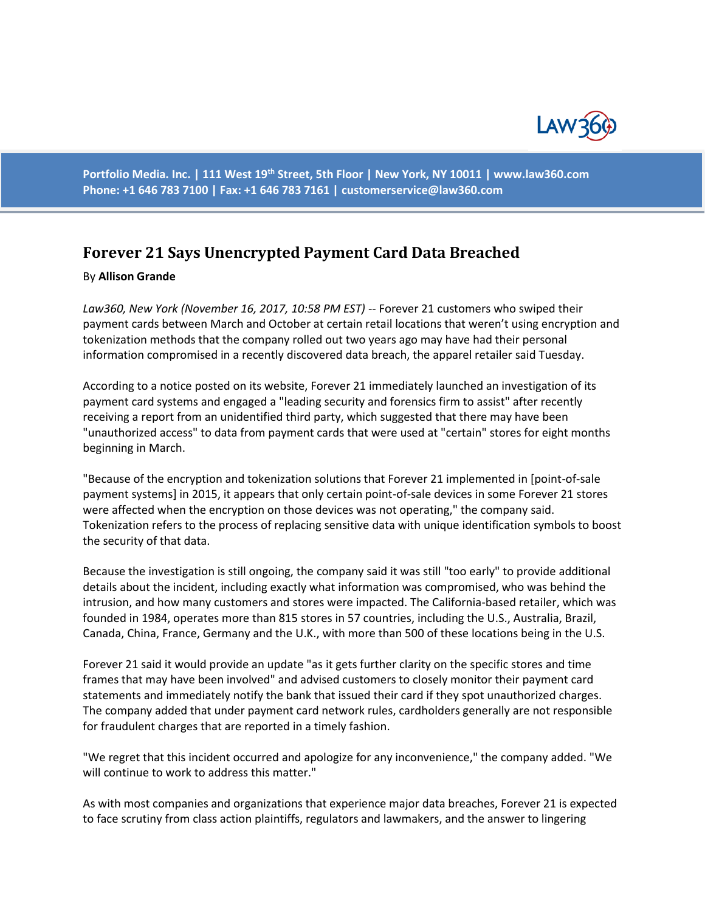Portfolio Media. Inc. | 111 West 19th Street, 5th Floor | New York, NY 10011 | www.law360.com
Phone: +1 646 783 7100 | Fax: +1 646 783 7161 | customerservice@law360.com

# Forever 21 Says Unencrypted Payment Card Data Breached

By **Allison Grande**

*Law360, New York (November 16, 2017, 10:58 PM EST)* -- Forever 21 customers who swiped their payment cards between March and October at certain retail locations that weren't using encryption and tokenization methods that the company rolled out two years ago may have had their personal information compromised in a recently discovered data breach, the apparel retailer said Tuesday.

According to a notice posted on its website, Forever 21 immediately launched an investigation of its payment card systems and engaged a "leading security and forensics firm to assist" after recently receiving a report from an unidentified third party, which suggested that there may have been "unauthorized access" to data from payment cards that were used at "certain" stores for eight months beginning in March.

"Because of the encryption and tokenization solutions that Forever 21 implemented in [point-of-sale payment systems] in 2015, it appears that only certain point-of-sale devices in some Forever 21 stores were affected when the encryption on those devices was not operating," the company said. Tokenization refers to the process of replacing sensitive data with unique identification symbols to boost the security of that data.

Because the investigation is still ongoing, the company said it was still "too early" to provide additional details about the incident, including exactly what information was compromised, who was behind the intrusion, and how many customers and stores were impacted. The California-based retailer, which was founded in 1984, operates more than 815 stores in 57 countries, including the U.S., Australia, Brazil, Canada, China, France, Germany and the U.K., with more than 500 of these locations being in the U.S.

Forever 21 said it would provide an update "as it gets further clarity on the specific stores and time frames that may have been involved" and advised customers to closely monitor their payment card statements and immediately notify the bank that issued their card if they spot unauthorized charges. The company added that under payment card network rules, cardholders generally are not responsible for fraudulent charges that are reported in a timely fashion.

"We regret that this incident occurred and apologize for any inconvenience," the company added. "We will continue to work to address this matter."

As with most companies and organizations that experience major data breaches, Forever 21 is expected to face scrutiny from class action plaintiffs, regulators and lawmakers, and the answer to lingering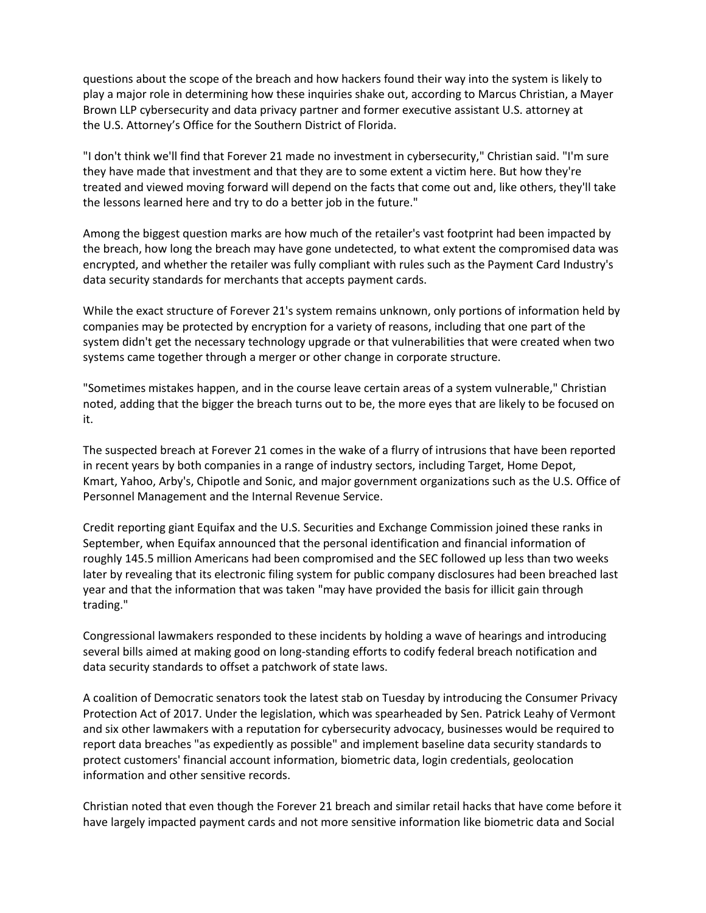questions about the scope of the breach and how hackers found their way into the system is likely to play a major role in determining how these inquiries shake out, according to Marcus Christian, a Mayer Brown LLP cybersecurity and data privacy partner and former executive assistant U.S. attorney at the U.S. Attorney's Office for the Southern District of Florida.

"I don't think we'll find that Forever 21 made no investment in cybersecurity," Christian said. "I'm sure they have made that investment and that they are to some extent a victim here. But how they're treated and viewed moving forward will depend on the facts that come out and, like others, they'll take the lessons learned here and try to do a better job in the future."

Among the biggest question marks are how much of the retailer's vast footprint had been impacted by the breach, how long the breach may have gone undetected, to what extent the compromised data was encrypted, and whether the retailer was fully compliant with rules such as the Payment Card Industry's data security standards for merchants that accepts payment cards.

While the exact structure of Forever 21's system remains unknown, only portions of information held by companies may be protected by encryption for a variety of reasons, including that one part of the system didn't get the necessary technology upgrade or that vulnerabilities that were created when two systems came together through a merger or other change in corporate structure.

"Sometimes mistakes happen, and in the course leave certain areas of a system vulnerable," Christian noted, adding that the bigger the breach turns out to be, the more eyes that are likely to be focused on it.

The suspected breach at Forever 21 comes in the wake of a flurry of intrusions that have been reported in recent years by both companies in a range of industry sectors, including Target, Home Depot, Kmart, Yahoo, Arby's, Chipotle and Sonic, and major government organizations such as the U.S. Office of Personnel Management and the Internal Revenue Service.

Credit reporting giant Equifax and the U.S. Securities and Exchange Commission joined these ranks in September, when Equifax announced that the personal identification and financial information of roughly 145.5 million Americans had been compromised and the SEC followed up less than two weeks later by revealing that its electronic filing system for public company disclosures had been breached last year and that the information that was taken "may have provided the basis for illicit gain through trading."

Congressional lawmakers responded to these incidents by holding a wave of hearings and introducing several bills aimed at making good on long-standing efforts to codify federal breach notification and data security standards to offset a patchwork of state laws.

A coalition of Democratic senators took the latest stab on Tuesday by introducing the Consumer Privacy Protection Act of 2017. Under the legislation, which was spearheaded by Sen. Patrick Leahy of Vermont and six other lawmakers with a reputation for cybersecurity advocacy, businesses would be required to report data breaches "as expediently as possible" and implement baseline data security standards to protect customers' financial account information, biometric data, login credentials, geolocation information and other sensitive records.

Christian noted that even though the Forever 21 breach and similar retail hacks that have come before it have largely impacted payment cards and not more sensitive information like biometric data and Social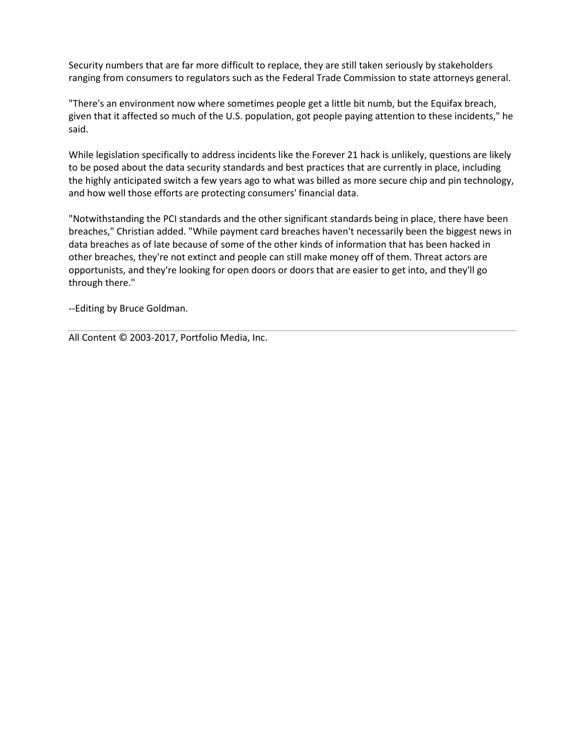Security numbers that are far more difficult to replace, they are still taken seriously by stakeholders ranging from consumers to regulators such as the Federal Trade Commission to state attorneys general.

"There's an environment now where sometimes people get a little bit numb, but the Equifax breach, given that it affected so much of the U.S. population, got people paying attention to these incidents," he said.

While legislation specifically to address incidents like the Forever 21 hack is unlikely, questions are likely to be posed about the data security standards and best practices that are currently in place, including the highly anticipated switch a few years ago to what was billed as more secure chip and pin technology, and how well those efforts are protecting consumers' financial data.

"Notwithstanding the PCI standards and the other significant standards being in place, there have been breaches," Christian added. "While payment card breaches haven't necessarily been the biggest news in data breaches as of late because of some of the other kinds of information that has been hacked in other breaches, they're not extinct and people can still make money off of them. Threat actors are opportunists, and they're looking for open doors or doors that are easier to get into, and they'll go through there."

--Editing by Bruce Goldman.

---

All Content © 2003-2017, Portfolio Media, Inc.